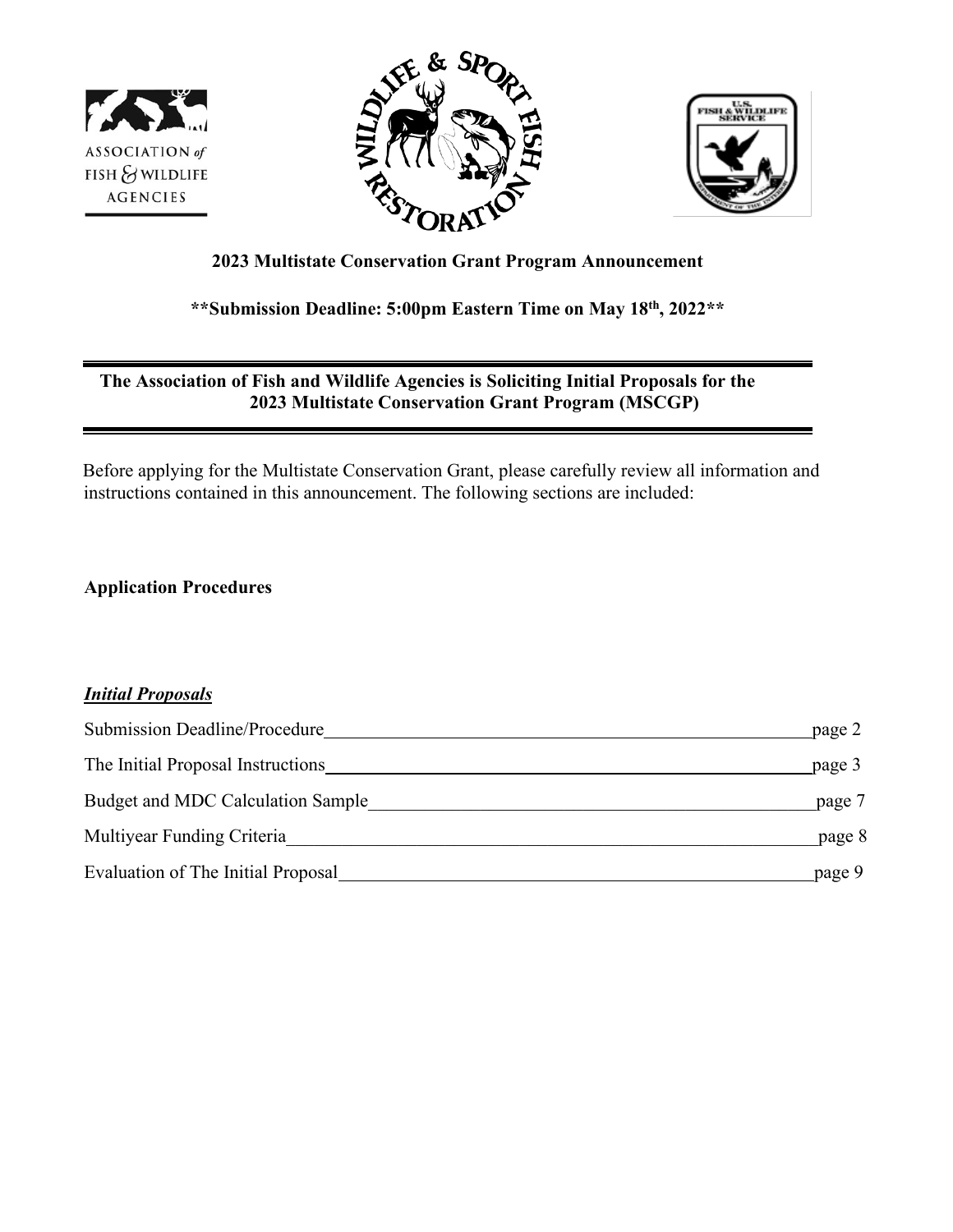ASSOCIATION *of* FISH & WILDLIFE AGENCIES

WILDLIFE & SPORT FISH RESTORATION

U.S. FISH & WILDLIFE SERVICE

**2023 Multistate Conservation Grant Program Announcement**

**Submission Deadline: 5:00pm Eastern Time on May 18th, 2022**

---

**The Association of Fish and Wildlife Agencies is Soliciting Initial Proposals for the 2023 Multistate Conservation Grant Program (MSCGP)**

---

Before applying for the Multistate Conservation Grant, please carefully review all information and instructions contained in this announcement. The following sections are included:

**Application Procedures**

***Initial Proposals***

Submission Deadline/Procedure ........................................ page 2

The Initial Proposal Instructions ........................................ page 3

Budget and MDC Calculation Sample ........................................ page 7

Multiyear Funding Criteria ........................................ page 8

Evaluation of The Initial Proposal ........................................ page 9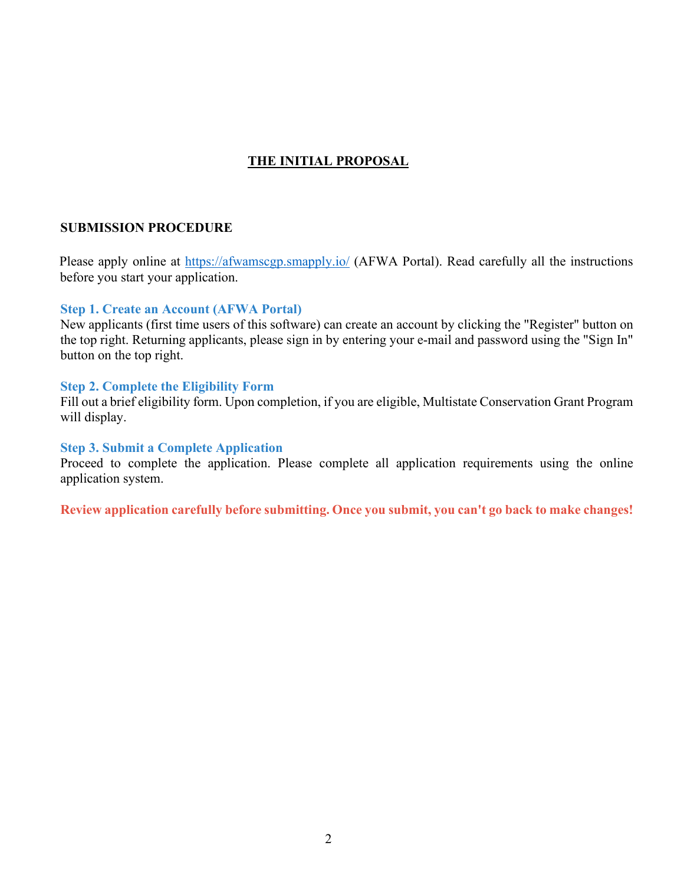## THE INITIAL PROPOSAL

### SUBMISSION PROCEDURE

Please apply online at [https://afwamscgp.smapply.io/](https://afwamscgp.smapply.io/) (AFWA Portal). Read carefully all the instructions before you start your application.

#### Step 1. Create an Account (AFWA Portal)

New applicants (first time users of this software) can create an account by clicking the "Register" button on the top right. Returning applicants, please sign in by entering your e-mail and password using the "Sign In" button on the top right.

#### Step 2. Complete the Eligibility Form

Fill out a brief eligibility form. Upon completion, if you are eligible, Multistate Conservation Grant Program will display.

#### Step 3. Submit a Complete Application

Proceed to complete the application. Please complete all application requirements using the online application system.

**Review application carefully before submitting. Once you submit, you can't go back to make changes!**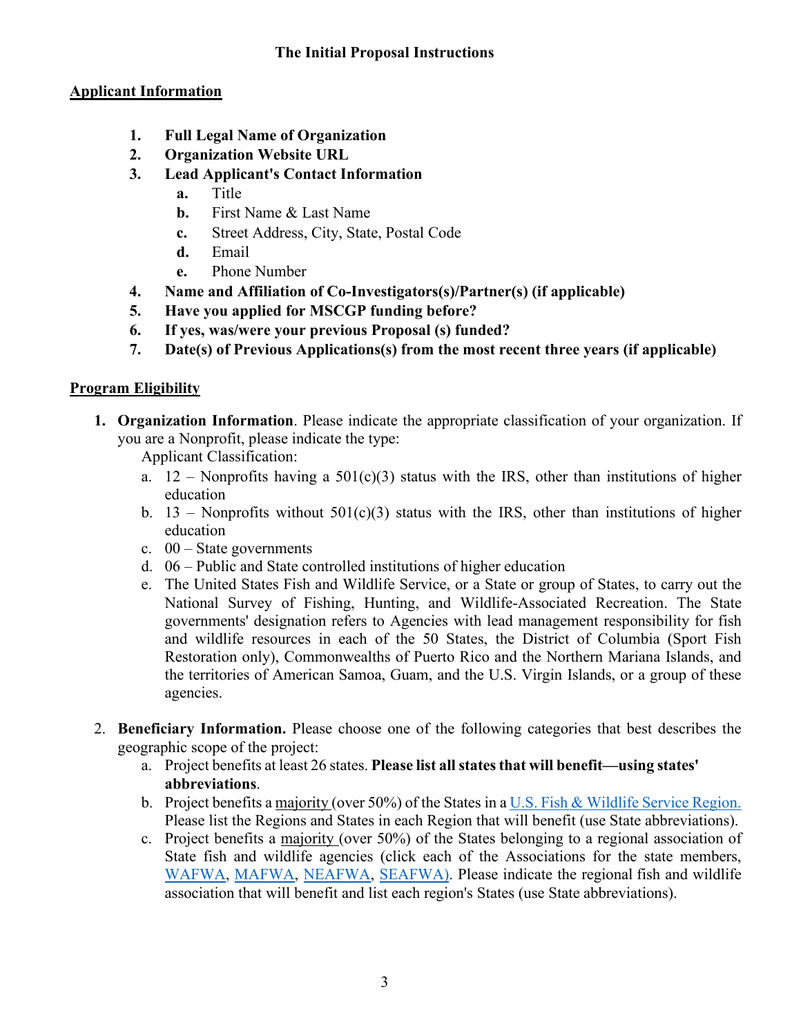## The Initial Proposal Instructions

### Applicant Information

1. **Full Legal Name of Organization**
2. **Organization Website URL**
3. **Lead Applicant's Contact Information**
   - **a.** Title
   - **b.** First Name & Last Name
   - **c.** Street Address, City, State, Postal Code
   - **d.** Email
   - **e.** Phone Number
4. **Name and Affiliation of Co-Investigators(s)/Partner(s) (if applicable)**
5. **Have you applied for MSCGP funding before?**
6. **If yes, was/were your previous Proposal (s) funded?**
7. **Date(s) of Previous Applications(s) from the most recent three years (if applicable)**

### Program Eligibility

1. **Organization Information**. Please indicate the appropriate classification of your organization. If you are a Nonprofit, please indicate the type:

   Applicant Classification:

   a. 12 – Nonprofits having a 501(c)(3) status with the IRS, other than institutions of higher education

   b. 13 – Nonprofits without 501(c)(3) status with the IRS, other than institutions of higher education

   c. 00 – State governments

   d. 06 – Public and State controlled institutions of higher education

   e. The United States Fish and Wildlife Service, or a State or group of States, to carry out the National Survey of Fishing, Hunting, and Wildlife-Associated Recreation. The State governments' designation refers to Agencies with lead management responsibility for fish and wildlife resources in each of the 50 States, the District of Columbia (Sport Fish Restoration only), Commonwealths of Puerto Rico and the Northern Mariana Islands, and the territories of American Samoa, Guam, and the U.S. Virgin Islands, or a group of these agencies.

2. **Beneficiary Information.** Please choose one of the following categories that best describes the geographic scope of the project:

   a. Project benefits at least 26 states. **Please list all states that will benefit—using states' abbreviations**.

   b. Project benefits a majority (over 50%) of the States in a U.S. Fish & Wildlife Service Region. Please list the Regions and States in each Region that will benefit (use State abbreviations).

   c. Project benefits a majority (over 50%) of the States belonging to a regional association of State fish and wildlife agencies (click each of the Associations for the state members, WAFWA, MAFWA, NEAFWA, SEAFWA). Please indicate the regional fish and wildlife association that will benefit and list each region's States (use State abbreviations).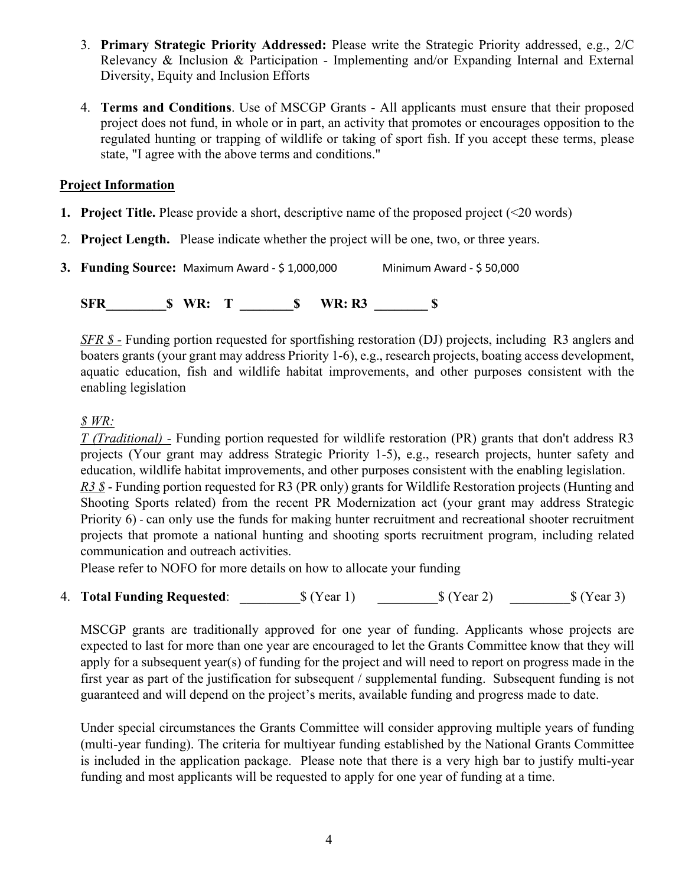3. **Primary Strategic Priority Addressed:** Please write the Strategic Priority addressed, e.g., 2/C Relevancy & Inclusion & Participation - Implementing and/or Expanding Internal and External Diversity, Equity and Inclusion Efforts

4. **Terms and Conditions**. Use of MSCGP Grants - All applicants must ensure that their proposed project does not fund, in whole or in part, an activity that promotes or encourages opposition to the regulated hunting or trapping of wildlife or taking of sport fish. If you accept these terms, please state, "I agree with the above terms and conditions."

## Project Information

1. **Project Title.** Please provide a short, descriptive name of the proposed project (<20 words)

2. **Project Length.** Please indicate whether the project will be one, two, or three years.

3. **Funding Source:** Maximum Award - $ 1,000,000 Minimum Award - $ 50,000

   **SFR_________$ WR: T ________$ WR: R3 ________ $**

   *SFR $ -* Funding portion requested for sportfishing restoration (DJ) projects, including R3 anglers and boaters grants (your grant may address Priority 1-6), e.g., research projects, boating access development, aquatic education, fish and wildlife habitat improvements, and other purposes consistent with the enabling legislation

   *$ WR:*
   *T (Traditional) -* Funding portion requested for wildlife restoration (PR) grants that don't address R3 projects (Your grant may address Strategic Priority 1-5), e.g., research projects, hunter safety and education, wildlife habitat improvements, and other purposes consistent with the enabling legislation.
   *R3 $* - Funding portion requested for R3 (PR only) grants for Wildlife Restoration projects (Hunting and Shooting Sports related) from the recent PR Modernization act (your grant may address Strategic Priority 6) - can only use the funds for making hunter recruitment and recreational shooter recruitment projects that promote a national hunting and shooting sports recruitment program, including related communication and outreach activities.
   Please refer to NOFO for more details on how to allocate your funding

4. **Total Funding Requested**: _________$ (Year 1) _________$ (Year 2) _________$ (Year 3)

   MSCGP grants are traditionally approved for one year of funding. Applicants whose projects are expected to last for more than one year are encouraged to let the Grants Committee know that they will apply for a subsequent year(s) of funding for the project and will need to report on progress made in the first year as part of the justification for subsequent / supplemental funding. Subsequent funding is not guaranteed and will depend on the project's merits, available funding and progress made to date.

   Under special circumstances the Grants Committee will consider approving multiple years of funding (multi-year funding). The criteria for multiyear funding established by the National Grants Committee is included in the application package. Please note that there is a very high bar to justify multi-year funding and most applicants will be requested to apply for one year of funding at a time.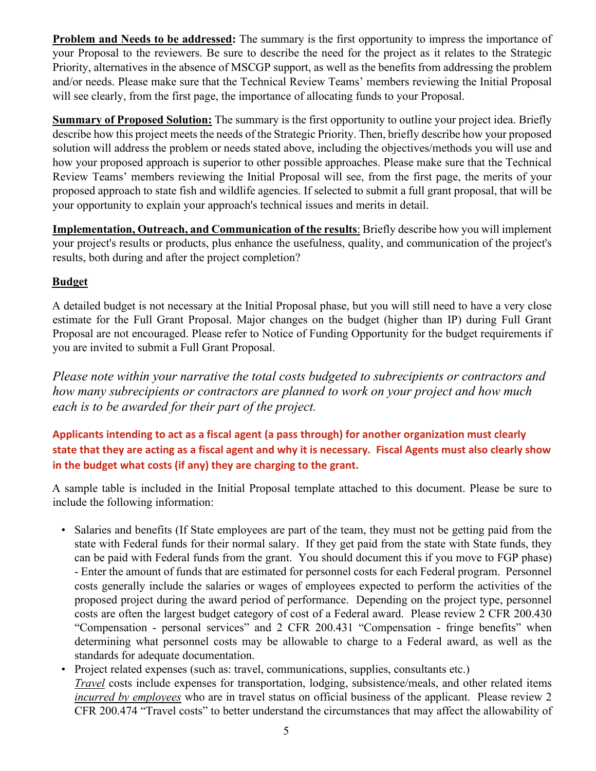**<u>Problem and Needs to be addressed</u>:** The summary is the first opportunity to impress the importance of your Proposal to the reviewers. Be sure to describe the need for the project as it relates to the Strategic Priority, alternatives in the absence of MSCGP support, as well as the benefits from addressing the problem and/or needs. Please make sure that the Technical Review Teams' members reviewing the Initial Proposal will see clearly, from the first page, the importance of allocating funds to your Proposal.

**<u>Summary of Proposed Solution:</u>** The summary is the first opportunity to outline your project idea. Briefly describe how this project meets the needs of the Strategic Priority. Then, briefly describe how your proposed solution will address the problem or needs stated above, including the objectives/methods you will use and how your proposed approach is superior to other possible approaches. Please make sure that the Technical Review Teams' members reviewing the Initial Proposal will see, from the first page, the merits of your proposed approach to state fish and wildlife agencies. If selected to submit a full grant proposal, that will be your opportunity to explain your approach's technical issues and merits in detail.

**<u>Implementation, Outreach, and Communication of the results</u>**: Briefly describe how you will implement your project's results or products, plus enhance the usefulness, quality, and communication of the project's results, both during and after the project completion?

**<u>Budget</u>**

A detailed budget is not necessary at the Initial Proposal phase, but you will still need to have a very close estimate for the Full Grant Proposal. Major changes on the budget (higher than IP) during Full Grant Proposal are not encouraged. Please refer to Notice of Funding Opportunity for the budget requirements if you are invited to submit a Full Grant Proposal.

*Please note within your narrative the total costs budgeted to subrecipients or contractors and how many subrecipients or contractors are planned to work on your project and how much each is to be awarded for their part of the project.*

**Applicants intending to act as a fiscal agent (a pass through) for another organization must clearly state that they are acting as a fiscal agent and why it is necessary. Fiscal Agents must also clearly show in the budget what costs (if any) they are charging to the grant.**

A sample table is included in the Initial Proposal template attached to this document. Please be sure to include the following information:

- Salaries and benefits (If State employees are part of the team, they must not be getting paid from the state with Federal funds for their normal salary. If they get paid from the state with State funds, they can be paid with Federal funds from the grant. You should document this if you move to FGP phase) - Enter the amount of funds that are estimated for personnel costs for each Federal program. Personnel costs generally include the salaries or wages of employees expected to perform the activities of the proposed project during the award period of performance. Depending on the project type, personnel costs are often the largest budget category of cost of a Federal award. Please review 2 CFR 200.430 "Compensation - personal services" and 2 CFR 200.431 "Compensation - fringe benefits" when determining what personnel costs may be allowable to charge to a Federal award, as well as the standards for adequate documentation.
- Project related expenses (such as: travel, communications, supplies, consultants etc.)
  *<u>Travel</u>* costs include expenses for transportation, lodging, subsistence/meals, and other related items *<u>incurred by employees</u>* who are in travel status on official business of the applicant. Please review 2 CFR 200.474 "Travel costs" to better understand the circumstances that may affect the allowability of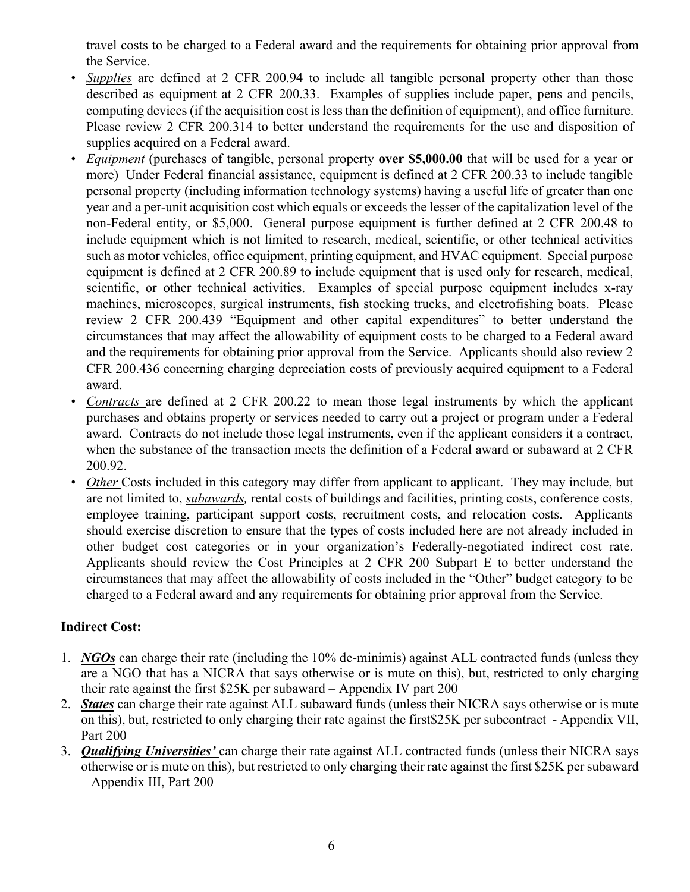travel costs to be charged to a Federal award and the requirements for obtaining prior approval from the Service.

- *Supplies* are defined at 2 CFR 200.94 to include all tangible personal property other than those described as equipment at 2 CFR 200.33. Examples of supplies include paper, pens and pencils, computing devices (if the acquisition cost is less than the definition of equipment), and office furniture. Please review 2 CFR 200.314 to better understand the requirements for the use and disposition of supplies acquired on a Federal award.
- *Equipment* (purchases of tangible, personal property **over $5,000.00** that will be used for a year or more) Under Federal financial assistance, equipment is defined at 2 CFR 200.33 to include tangible personal property (including information technology systems) having a useful life of greater than one year and a per-unit acquisition cost which equals or exceeds the lesser of the capitalization level of the non-Federal entity, or $5,000. General purpose equipment is further defined at 2 CFR 200.48 to include equipment which is not limited to research, medical, scientific, or other technical activities such as motor vehicles, office equipment, printing equipment, and HVAC equipment. Special purpose equipment is defined at 2 CFR 200.89 to include equipment that is used only for research, medical, scientific, or other technical activities. Examples of special purpose equipment includes x-ray machines, microscopes, surgical instruments, fish stocking trucks, and electrofishing boats. Please review 2 CFR 200.439 "Equipment and other capital expenditures" to better understand the circumstances that may affect the allowability of equipment costs to be charged to a Federal award and the requirements for obtaining prior approval from the Service. Applicants should also review 2 CFR 200.436 concerning charging depreciation costs of previously acquired equipment to a Federal award.
- *Contracts* are defined at 2 CFR 200.22 to mean those legal instruments by which the applicant purchases and obtains property or services needed to carry out a project or program under a Federal award. Contracts do not include those legal instruments, even if the applicant considers it a contract, when the substance of the transaction meets the definition of a Federal award or subaward at 2 CFR 200.92.
- *Other* Costs included in this category may differ from applicant to applicant. They may include, but are not limited to, ***subawards,*** rental costs of buildings and facilities, printing costs, conference costs, employee training, participant support costs, recruitment costs, and relocation costs. Applicants should exercise discretion to ensure that the types of costs included here are not already included in other budget cost categories or in your organization's Federally-negotiated indirect cost rate. Applicants should review the Cost Principles at 2 CFR 200 Subpart E to better understand the circumstances that may affect the allowability of costs included in the "Other" budget category to be charged to a Federal award and any requirements for obtaining prior approval from the Service.

**Indirect Cost:**

1. ***NGOs*** can charge their rate (including the 10% de-minimis) against ALL contracted funds (unless they are a NGO that has a NICRA that says otherwise or is mute on this), but, restricted to only charging their rate against the first $25K per subaward – Appendix IV part 200
2. ***States*** can charge their rate against ALL subaward funds (unless their NICRA says otherwise or is mute on this), but, restricted to only charging their rate against the first$25K per subcontract - Appendix VII, Part 200
3. ***Qualifying Universities'*** can charge their rate against ALL contracted funds (unless their NICRA says otherwise or is mute on this), but restricted to only charging their rate against the first $25K per subaward – Appendix III, Part 200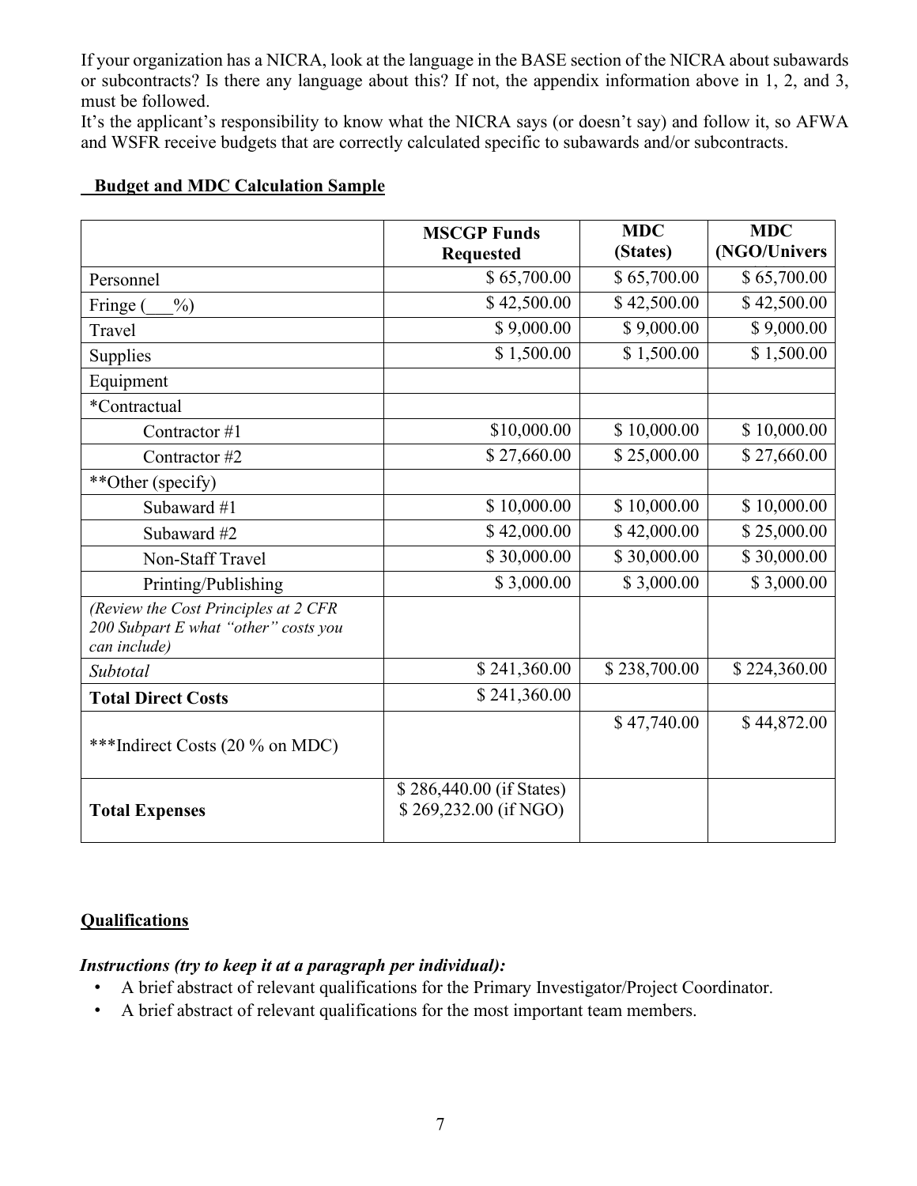If your organization has a NICRA, look at the language in the BASE section of the NICRA about subawards or subcontracts? Is there any language about this? If not, the appendix information above in 1, 2, and 3, must be followed.

It's the applicant's responsibility to know what the NICRA says (or doesn't say) and follow it, so AFWA and WSFR receive budgets that are correctly calculated specific to subawards and/or subcontracts.

**Budget and MDC Calculation Sample**

| | **MSCGP Funds Requested** | **MDC (States)** | **MDC (NGO/Univers** |
|---|---|---|---|
| Personnel | $ 65,700.00 | $ 65,700.00 | $ 65,700.00 |
| Fringe (___%) | $ 42,500.00 | $ 42,500.00 | $ 42,500.00 |
| Travel | $ 9,000.00 | $ 9,000.00 | $ 9,000.00 |
| Supplies | $ 1,500.00 | $ 1,500.00 | $ 1,500.00 |
| Equipment | | | |
| *Contractual | | | |
| Contractor #1 | $10,000.00 | $ 10,000.00 | $ 10,000.00 |
| Contractor #2 | $ 27,660.00 | $ 25,000.00 | $ 27,660.00 |
| **Other (specify) | | | |
| Subaward #1 | $ 10,000.00 | $ 10,000.00 | $ 10,000.00 |
| Subaward #2 | $ 42,000.00 | $ 42,000.00 | $ 25,000.00 |
| Non-Staff Travel | $ 30,000.00 | $ 30,000.00 | $ 30,000.00 |
| Printing/Publishing | $ 3,000.00 | $ 3,000.00 | $ 3,000.00 |
| *(Review the Cost Principles at 2 CFR 200 Subpart E what "other" costs you can include)* | | | |
| *Subtotal* | $ 241,360.00 | $ 238,700.00 | $ 224,360.00 |
| **Total Direct Costs** | $ 241,360.00 | | |
| ***Indirect Costs (20 % on MDC) | | $ 47,740.00 | $ 44,872.00 |
| **Total Expenses** | $ 286,440.00 (if States)<br>$ 269,232.00 (if NGO) | | |

**Qualifications**

***Instructions (try to keep it at a paragraph per individual):***

- A brief abstract of relevant qualifications for the Primary Investigator/Project Coordinator.
- A brief abstract of relevant qualifications for the most important team members.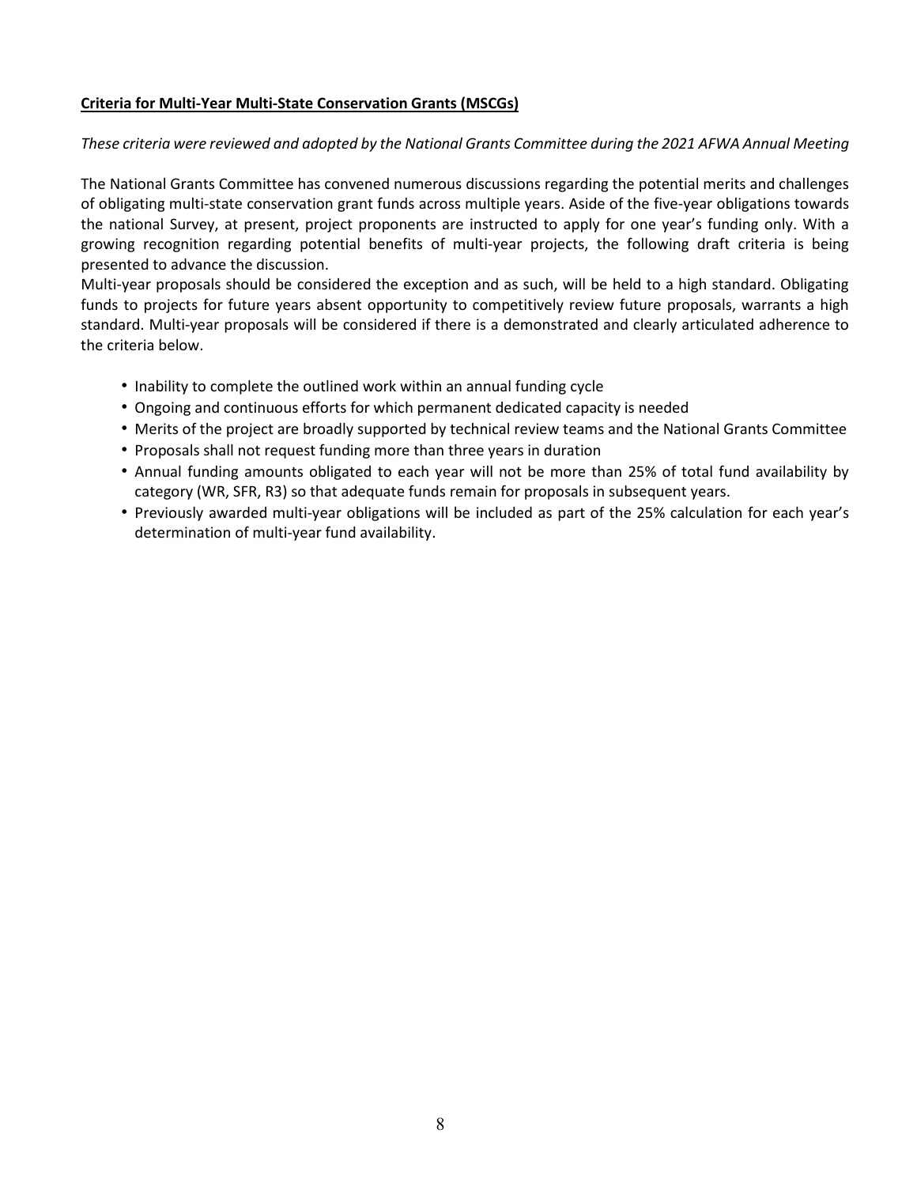**Criteria for Multi-Year Multi-State Conservation Grants (MSCGs)**

*These criteria were reviewed and adopted by the National Grants Committee during the 2021 AFWA Annual Meeting*

The National Grants Committee has convened numerous discussions regarding the potential merits and challenges of obligating multi-state conservation grant funds across multiple years. Aside of the five-year obligations towards the national Survey, at present, project proponents are instructed to apply for one year's funding only. With a growing recognition regarding potential benefits of multi-year projects, the following draft criteria is being presented to advance the discussion.

Multi-year proposals should be considered the exception and as such, will be held to a high standard. Obligating funds to projects for future years absent opportunity to competitively review future proposals, warrants a high standard. Multi-year proposals will be considered if there is a demonstrated and clearly articulated adherence to the criteria below.

- Inability to complete the outlined work within an annual funding cycle
- Ongoing and continuous efforts for which permanent dedicated capacity is needed
- Merits of the project are broadly supported by technical review teams and the National Grants Committee
- Proposals shall not request funding more than three years in duration
- Annual funding amounts obligated to each year will not be more than 25% of total fund availability by category (WR, SFR, R3) so that adequate funds remain for proposals in subsequent years.
- Previously awarded multi-year obligations will be included as part of the 25% calculation for each year's determination of multi-year fund availability.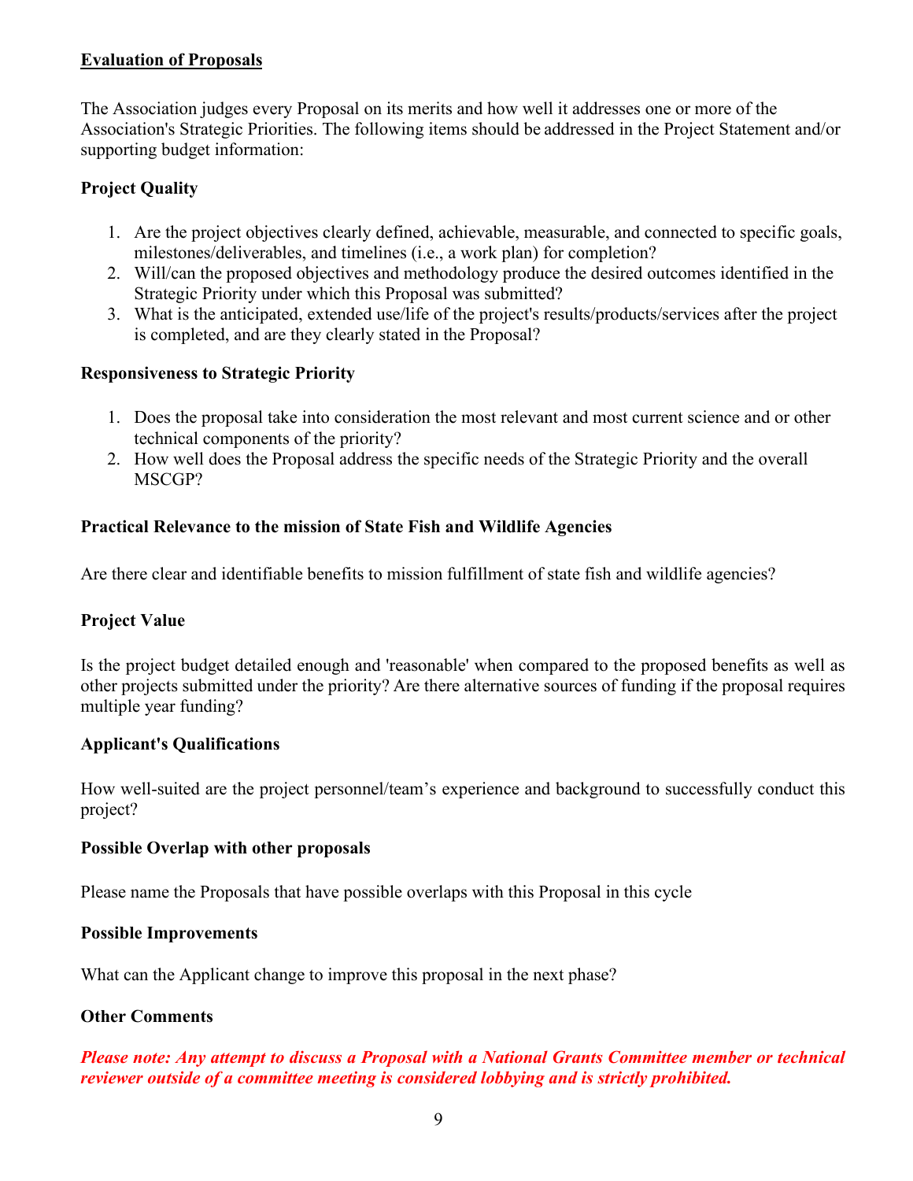## Evaluation of Proposals

The Association judges every Proposal on its merits and how well it addresses one or more of the Association's Strategic Priorities. The following items should be addressed in the Project Statement and/or supporting budget information:

### Project Quality

1. Are the project objectives clearly defined, achievable, measurable, and connected to specific goals, milestones/deliverables, and timelines (i.e., a work plan) for completion?
2. Will/can the proposed objectives and methodology produce the desired outcomes identified in the Strategic Priority under which this Proposal was submitted?
3. What is the anticipated, extended use/life of the project's results/products/services after the project is completed, and are they clearly stated in the Proposal?

### Responsiveness to Strategic Priority

1. Does the proposal take into consideration the most relevant and most current science and or other technical components of the priority?
2. How well does the Proposal address the specific needs of the Strategic Priority and the overall MSCGP?

### Practical Relevance to the mission of State Fish and Wildlife Agencies

Are there clear and identifiable benefits to mission fulfillment of state fish and wildlife agencies?

### Project Value

Is the project budget detailed enough and 'reasonable' when compared to the proposed benefits as well as other projects submitted under the priority? Are there alternative sources of funding if the proposal requires multiple year funding?

### Applicant's Qualifications

How well-suited are the project personnel/team's experience and background to successfully conduct this project?

### Possible Overlap with other proposals

Please name the Proposals that have possible overlaps with this Proposal in this cycle

### Possible Improvements

What can the Applicant change to improve this proposal in the next phase?

### Other Comments

***Please note: Any attempt to discuss a Proposal with a National Grants Committee member or technical reviewer outside of a committee meeting is considered lobbying and is strictly prohibited.***